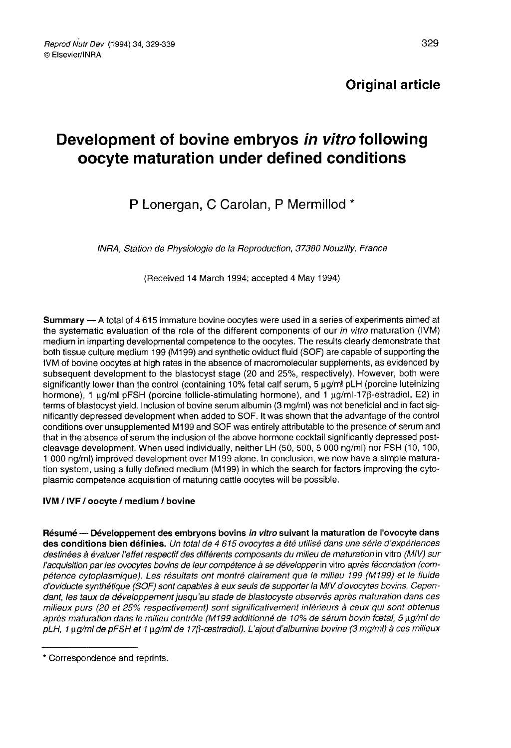**Original article**

# Development of bovine embryos *in vitro* following oocyte maturation under defined conditions

P Lonergan, C Carolan, P Mermillod *

*INRA, Station de Physiologie de la Reproduction, 37380 Nouzilly, France*

(Received 14 March 1994; accepted 4 May 1994)

**Summary** — A total of 4 615 immature bovine oocytes were used in a series of experiments aimed at the systematic evaluation of the role of the different components of our *in vitro* maturation (IVM) medium in imparting developmental competence to the oocytes. The results clearly demonstrate that both tissue culture medium 199 (M199) and synthetic oviduct fluid (SOF) are capable of supporting the IVM of bovine oocytes at high rates in the absence of macromolecular supplements, as evidenced by subsequent development to the blastocyst stage (20 and 25%, respectively). However, both were significantly lower than the control (containing 10% fetal calf serum, 5 μg/ml pLH (porcine luteinizing hormone), 1 μg/ml pFSH (porcine follicle-stimulating hormone), and 1 μg/ml-17β-estradiol, E2) in terms of blastocyst yield. Inclusion of bovine serum albumin (3 mg/ml) was not beneficial and in fact significantly depressed development when added to SOF. It was shown that the advantage of the control conditions over unsupplemented M199 and SOF was entirely attributable to the presence of serum and that in the absence of serum the inclusion of the above hormone cocktail significantly depressed post-cleavage development. When used individually, neither LH (50, 500, 5 000 ng/ml) nor FSH (10, 100, 1 000 ng/ml) improved development over M199 alone. In conclusion, we now have a simple maturation system, using a fully defined medium (M199) in which the search for factors improving the cytoplasmic competence acquisition of maturing cattle oocytes will be possible.

**IVM / IVF / oocyte / medium / bovine**

**Résumé — Développement des embryons bovins *in vitro* suivant la maturation de l'ovocyte dans des conditions bien définies.** *Un total de 4 615 ovocytes a été utilisé dans une série d'expériences destinées à évaluer l'effet respectif des différents composants du milieu de maturation* in vitro *(MIV) sur l'acquisition par les ovocytes bovins de leur compétence à se développer* in vitro *après fécondation (compétence cytoplasmique). Les résultats ont montré clairement que le milieu 199 (M199) et le fluide d'oviducte synthétique (SOF) sont capables à eux seuls de supporter la MIV d'ovocytes bovins. Cependant, les taux de développement jusqu'au stade de blastocyste observés après maturation dans ces milieux purs (20 et 25% respectivement) sont significativement inférieurs à ceux qui sont obtenus après maturation dans le milieu contrôle (M199 additionné de 10% de sérum bovin fœtal, 5 μg/ml de pLH, 1 μg/ml de pFSH et 1 μg/ml de 17β-œstradiol). L'ajout d'albumine bovine (3 mg/ml) à ces milieux*

---

\* Correspondence and reprints.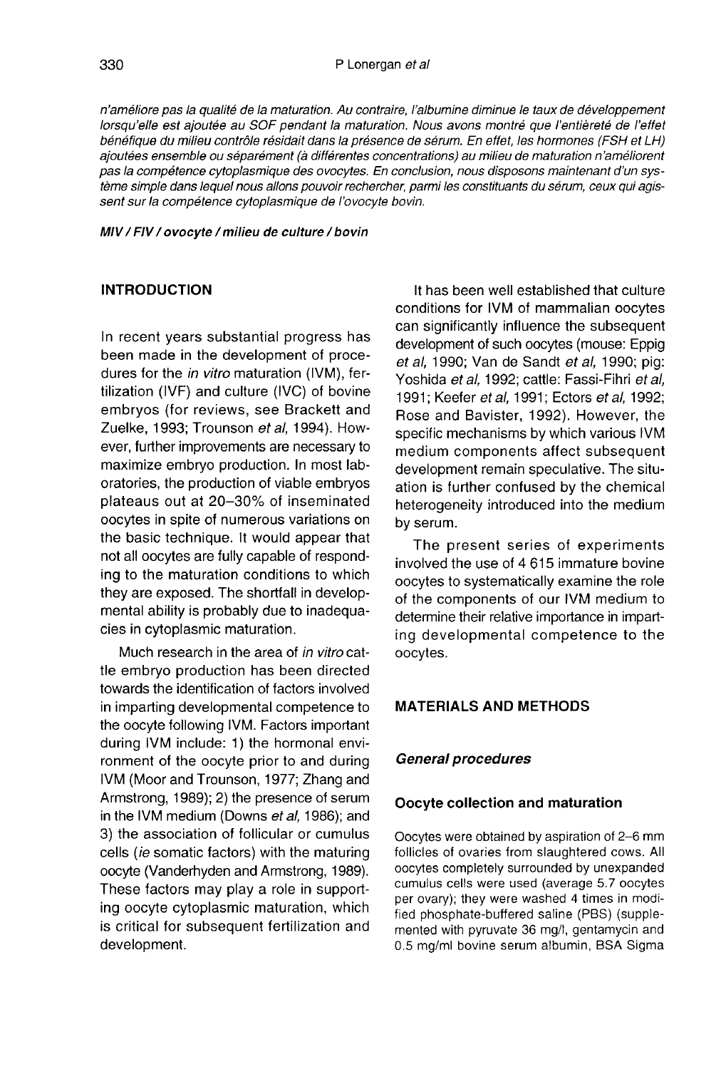*n'améliore pas la qualité de la maturation. Au contraire, l'albumine diminue le taux de développement lorsqu'elle est ajoutée au SOF pendant la maturation. Nous avons montré que l'entièreté de l'effet bénéfique du milieu contrôle résidait dans la présence de sérum. En effet, les hormones (FSH et LH) ajoutées ensemble ou séparément (à différentes concentrations) au milieu de maturation n'améliorent pas la compétence cytoplasmique des ovocytes. En conclusion, nous disposons maintenant d'un système simple dans lequel nous allons pouvoir rechercher, parmi les constituants du sérum, ceux qui agissent sur la compétence cytoplasmique de l'ovocyte bovin.*

***MIV / FIV / ovocyte / milieu de culture / bovin***

## INTRODUCTION

In recent years substantial progress has been made in the development of procedures for the *in vitro* maturation (IVM), fertilization (IVF) and culture (IVC) of bovine embryos (for reviews, see Brackett and Zuelke, 1993; Trounson *et al*, 1994). However, further improvements are necessary to maximize embryo production. In most laboratories, the production of viable embryos plateaus out at 20–30% of inseminated oocytes in spite of numerous variations on the basic technique. It would appear that not all oocytes are fully capable of responding to the maturation conditions to which they are exposed. The shortfall in developmental ability is probably due to inadequacies in cytoplasmic maturation.

Much research in the area of *in vitro* cattle embryo production has been directed towards the identification of factors involved in imparting developmental competence to the oocyte following IVM. Factors important during IVM include: 1) the hormonal environment of the oocyte prior to and during IVM (Moor and Trounson, 1977; Zhang and Armstrong, 1989); 2) the presence of serum in the IVM medium (Downs *et al*, 1986); and 3) the association of follicular or cumulus cells (*ie* somatic factors) with the maturing oocyte (Vanderhyden and Armstrong, 1989). These factors may play a role in supporting oocyte cytoplasmic maturation, which is critical for subsequent fertilization and development.

It has been well established that culture conditions for IVM of mammalian oocytes can significantly influence the subsequent development of such oocytes (mouse: Eppig *et al*, 1990; Van de Sandt *et al*, 1990; pig: Yoshida *et al*, 1992; cattle: Fassi-Fihri *et al*, 1991; Keefer *et al*, 1991; Ectors *et al*, 1992; Rose and Bavister, 1992). However, the specific mechanisms by which various IVM medium components affect subsequent development remain speculative. The situation is further confused by the chemical heterogeneity introduced into the medium by serum.

The present series of experiments involved the use of 4 615 immature bovine oocytes to systematically examine the role of the components of our IVM medium to determine their relative importance in imparting developmental competence to the oocytes.

## MATERIALS AND METHODS

### *General procedures*

#### Oocyte collection and maturation

Oocytes were obtained by aspiration of 2–6 mm follicles of ovaries from slaughtered cows. All oocytes completely surrounded by unexpanded cumulus cells were used (average 5.7 oocytes per ovary); they were washed 4 times in modified phosphate-buffered saline (PBS) (supplemented with pyruvate 36 mg/l, gentamycin and 0.5 mg/ml bovine serum albumin, BSA Sigma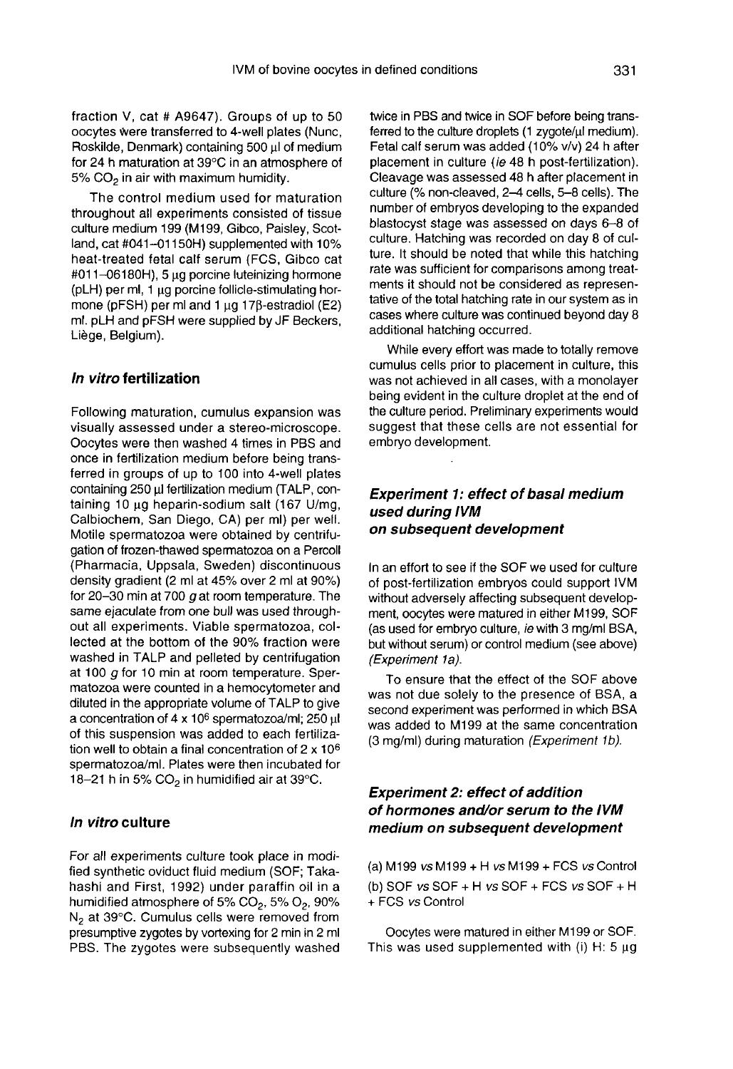fraction V, cat # A9647). Groups of up to 50 oocytes were transferred to 4-well plates (Nunc, Roskilde, Denmark) containing 500 µl of medium for 24 h maturation at 39°C in an atmosphere of 5% $CO_2$ in air with maximum humidity.

The control medium used for maturation throughout all experiments consisted of tissue culture medium 199 (M199, Gibco, Paisley, Scotland, cat #041–01150H) supplemented with 10% heat-treated fetal calf serum (FCS, Gibco cat #011–06180H), 5 µg porcine luteinizing hormone (pLH) per ml, 1 µg porcine follicle-stimulating hormone (pFSH) per ml and 1 µg 17β-estradiol (E2) ml. pLH and pFSH were supplied by JF Beckers, Liège, Belgium).

### *In vitro* fertilization

Following maturation, cumulus expansion was visually assessed under a stereo-microscope. Oocytes were then washed 4 times in PBS and once in fertilization medium before being transferred in groups of up to 100 into 4-well plates containing 250 µl fertilization medium (TALP, containing 10 µg heparin-sodium salt (167 U/mg, Calbiochem, San Diego, CA) per ml) per well. Motile spermatozoa were obtained by centrifugation of frozen-thawed spermatozoa on a Percoll (Pharmacia, Uppsala, Sweden) discontinuous density gradient (2 ml at 45% over 2 ml at 90%) for 20–30 min at 700 *g* at room temperature. The same ejaculate from one bull was used throughout all experiments. Viable spermatozoa, collected at the bottom of the 90% fraction were washed in TALP and pelleted by centrifugation at 100 *g* for 10 min at room temperature. Spermatozoa were counted in a hemocytometer and diluted in the appropriate volume of TALP to give a concentration of $4 \times 10^6$ spermatozoa/ml; 250 µl of this suspension was added to each fertilization well to obtain a final concentration of $2 \times 10^6$ spermatozoa/ml. Plates were then incubated for 18–21 h in 5% $CO_2$ in humidified air at 39°C.

### *In vitro* culture

For all experiments culture took place in modified synthetic oviduct fluid medium (SOF; Takahashi and First, 1992) under paraffin oil in a humidified atmosphere of 5% $CO_2$, 5% $O_2$, 90% $N_2$ at 39°C. Cumulus cells were removed from presumptive zygotes by vortexing for 2 min in 2 ml PBS. The zygotes were subsequently washed twice in PBS and twice in SOF before being transferred to the culture droplets (1 zygote/µl medium). Fetal calf serum was added (10% v/v) 24 h after placement in culture (*ie* 48 h post-fertilization). Cleavage was assessed 48 h after placement in culture (% non-cleaved, 2–4 cells, 5–8 cells). The number of embryos developing to the expanded blastocyst stage was assessed on days 6–8 of culture. Hatching was recorded on day 8 of culture. It should be noted that while this hatching rate was sufficient for comparisons among treatments it should not be considered as representative of the total hatching rate in our system as in cases where culture was continued beyond day 8 additional hatching occurred.

While every effort was made to totally remove cumulus cells prior to placement in culture, this was not achieved in all cases, with a monolayer being evident in the culture droplet at the end of the culture period. Preliminary experiments would suggest that these cells are not essential for embryo development.

### *Experiment 1: effect of basal medium used during IVM on subsequent development*

In an effort to see if the SOF we used for culture of post-fertilization embryos could support IVM without adversely affecting subsequent development, oocytes were matured in either M199, SOF (as used for embryo culture, *ie* with 3 mg/ml BSA, but without serum) or control medium (see above) (*Experiment 1a*).

To ensure that the effect of the SOF above was not due solely to the presence of BSA, a second experiment was performed in which BSA was added to M199 at the same concentration (3 mg/ml) during maturation (*Experiment 1b*).

### *Experiment 2: effect of addition of hormones and/or serum to the IVM medium on subsequent development*

(a) M199 *vs* M199 + H *vs* M199 + FCS *vs* Control

(b) SOF *vs* SOF + H *vs* SOF + FCS *vs* SOF + H + FCS *vs* Control

Oocytes were matured in either M199 or SOF. This was used supplemented with (i) H: 5 µg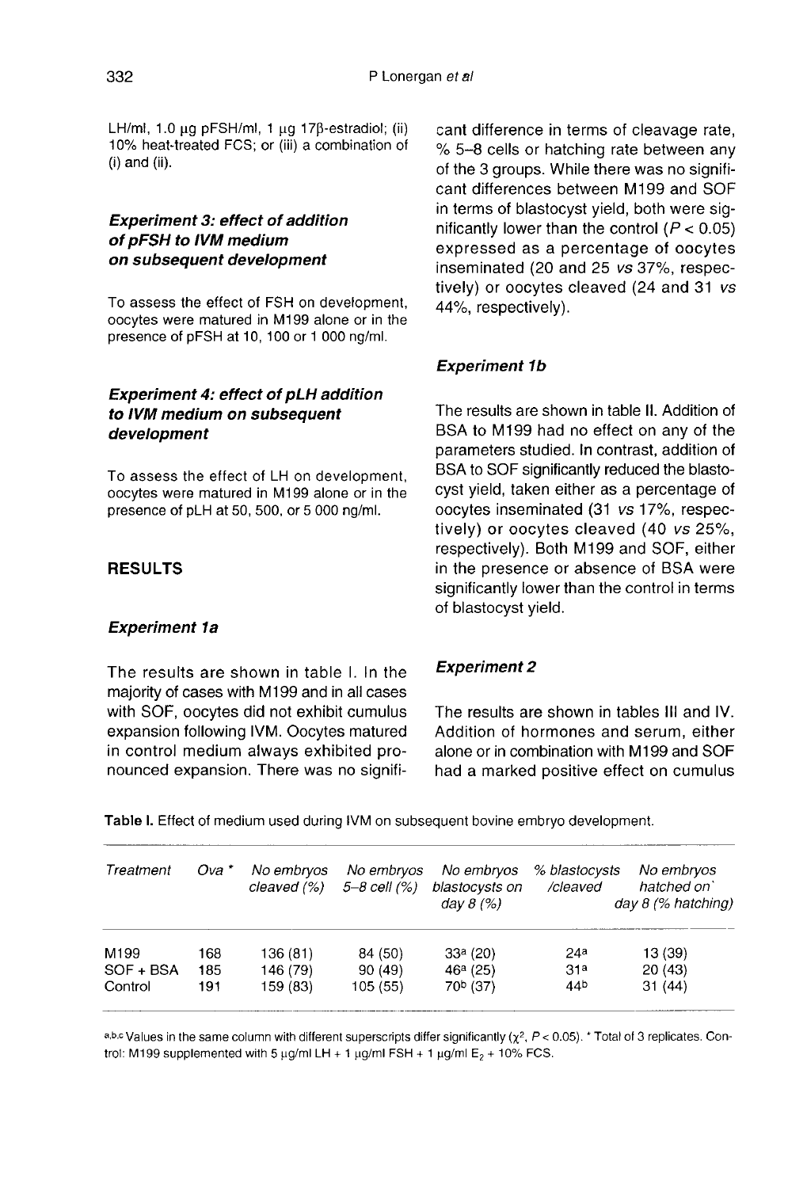LH/ml, 1.0 μg pFSH/ml, 1 μg 17β-estradiol; (ii) 10% heat-treated FCS; or (iii) a combination of (i) and (ii).

### *Experiment 3: effect of addition of pFSH to IVM medium on subsequent development*

To assess the effect of FSH on development, oocytes were matured in M199 alone or in the presence of pFSH at 10, 100 or 1 000 ng/ml.

### *Experiment 4: effect of pLH addition to IVM medium on subsequent development*

To assess the effect of LH on development, oocytes were matured in M199 alone or in the presence of pLH at 50, 500, or 5 000 ng/ml.

## RESULTS

### *Experiment 1a*

The results are shown in table I. In the majority of cases with M199 and in all cases with SOF, oocytes did not exhibit cumulus expansion following IVM. Oocytes matured in control medium always exhibited pronounced expansion. There was no significant difference in terms of cleavage rate, % 5–8 cells or hatching rate between any of the 3 groups. While there was no significant differences between M199 and SOF in terms of blastocyst yield, both were significantly lower than the control ($P < 0.05$) expressed as a percentage of oocytes inseminated (20 and 25 *vs* 37%, respectively) or oocytes cleaved (24 and 31 *vs* 44%, respectively).

### *Experiment 1b*

The results are shown in table II. Addition of BSA to M199 had no effect on any of the parameters studied. In contrast, addition of BSA to SOF significantly reduced the blastocyst yield, taken either as a percentage of oocytes inseminated (31 *vs* 17%, respectively) or oocytes cleaved (40 *vs* 25%, respectively). Both M199 and SOF, either in the presence or absence of BSA were significantly lower than the control in terms of blastocyst yield.

### *Experiment 2*

The results are shown in tables III and IV. Addition of hormones and serum, either alone or in combination with M199 and SOF had a marked positive effect on cumulus

**Table I.** Effect of medium used during IVM on subsequent bovine embryo development.

| *Treatment* | *Ova* * | *No embryos cleaved (%)* | *No embryos 5–8 cell (%)* | *No embryos blastocysts on day 8 (%)* | *% blastocysts /cleaved* | *No embryos hatched on day 8 (% hatching)* |
|---|---|---|---|---|---|---|
| M199 | 168 | 136 (81) | 84 (50) | 33[a] (20) | 24[a] | 13 (39) |
| SOF + BSA | 185 | 146 (79) | 90 (49) | 46[a] (25) | 31[a] | 20 (43) |
| Control | 191 | 159 (83) | 105 (55) | 70[b] (37) | 44[b] | 31 (44) |

[a,b,c] Values in the same column with different superscripts differ significantly ($\chi^2$, $P < 0.05$). * Total of 3 replicates. Control: M199 supplemented with 5 μg/ml LH + 1 μg/ml FSH + 1 μg/ml $E_2$ + 10% FCS.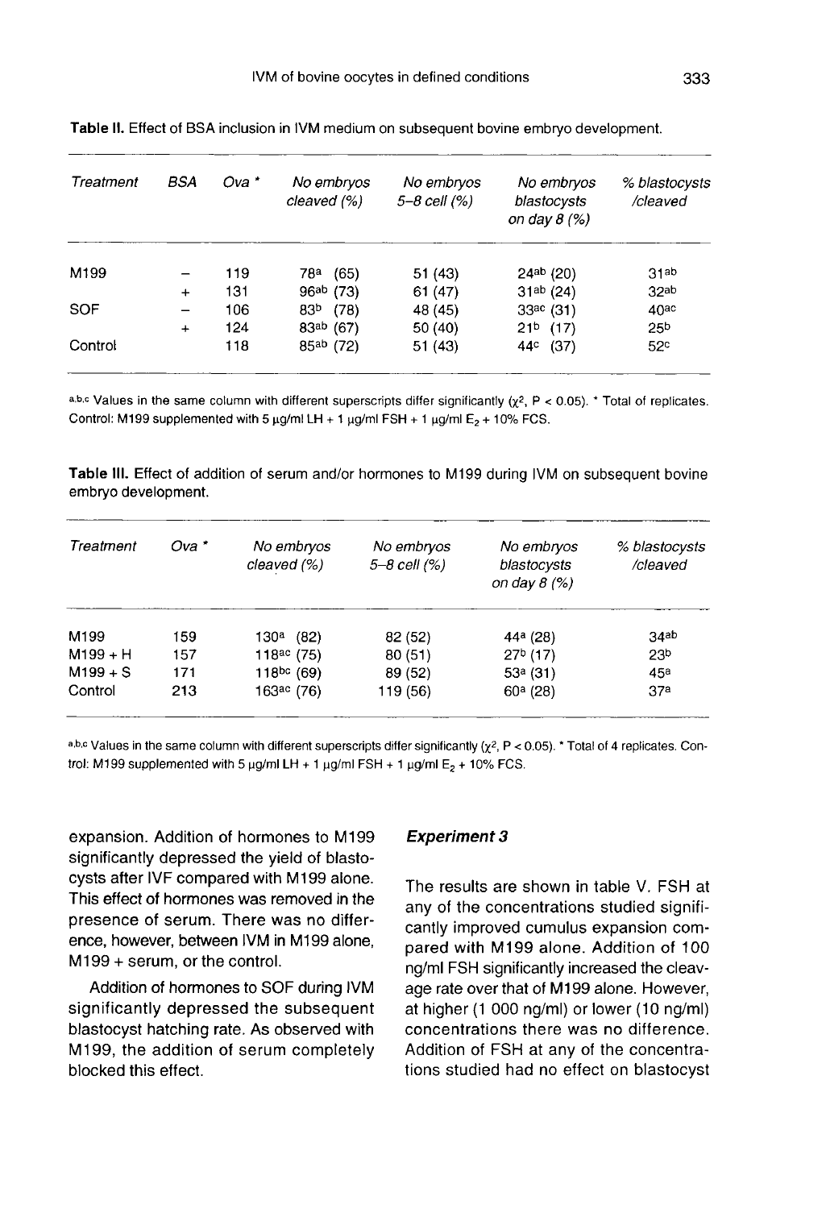**Table II.** Effect of BSA inclusion in IVM medium on subsequent bovine embryo development.

| *Treatment* | *BSA* | *Ova* * | *No embryos cleaved (%)* | *No embryos 5–8 cell (%)* | *No embryos blastocysts on day 8 (%)* | *% blastocysts /cleaved* |
|---|---|---|---|---|---|---|
| M199 | – | 119 | $78^{a}$ (65) | 51 (43) | $24^{ab}$ (20) | $31^{ab}$ |
| | + | 131 | $96^{ab}$ (73) | 61 (47) | $31^{ab}$ (24) | $32^{ab}$ |
| SOF | – | 106 | $83^{b}$ (78) | 48 (45) | $33^{ac}$ (31) | $40^{ac}$ |
| | + | 124 | $83^{ab}$ (67) | 50 (40) | $21^{b}$ (17) | $25^{b}$ |
| Control | | 118 | $85^{ab}$ (72) | 51 (43) | $44^{c}$ (37) | $52^{c}$ |

a,b,c Values in the same column with different superscripts differ significantly ($\chi^2$, $P < 0.05$). * Total of replicates. Control: M199 supplemented with 5 µg/ml LH + 1 µg/ml FSH + 1 µg/ml $E_2$ + 10% FCS.

**Table III.** Effect of addition of serum and/or hormones to M199 during IVM on subsequent bovine embryo development.

| *Treatment* | *Ova* * | *No embryos cleaved (%)* | *No embryos 5–8 cell (%)* | *No embryos blastocysts on day 8 (%)* | *% blastocysts /cleaved* |
|---|---|---|---|---|---|
| M199 | 159 | $130^{a}$ (82) | 82 (52) | $44^{a}$ (28) | $34^{ab}$ |
| M199 + H | 157 | $118^{ac}$ (75) | 80 (51) | $27^{b}$ (17) | $23^{b}$ |
| M199 + S | 171 | $118^{bc}$ (69) | 89 (52) | $53^{a}$ (31) | $45^{a}$ |
| Control | 213 | $163^{ac}$ (76) | 119 (56) | $60^{a}$ (28) | $37^{a}$ |

a,b,c Values in the same column with different superscripts differ significantly ($\chi^2$, $P < 0.05$). * Total of 4 replicates. Control: M199 supplemented with 5 µg/ml LH + 1 µg/ml FSH + 1 µg/ml $E_2$ + 10% FCS.

expansion. Addition of hormones to M199 significantly depressed the yield of blastocysts after IVF compared with M199 alone. This effect of hormones was removed in the presence of serum. There was no difference, however, between IVM in M199 alone, M199 + serum, or the control.

Addition of hormones to SOF during IVM significantly depressed the subsequent blastocyst hatching rate. As observed with M199, the addition of serum completely blocked this effect.

### Experiment 3

The results are shown in table V. FSH at any of the concentrations studied significantly improved cumulus expansion compared with M199 alone. Addition of 100 ng/ml FSH significantly increased the cleavage rate over that of M199 alone. However, at higher (1 000 ng/ml) or lower (10 ng/ml) concentrations there was no difference. Addition of FSH at any of the concentrations studied had no effect on blastocyst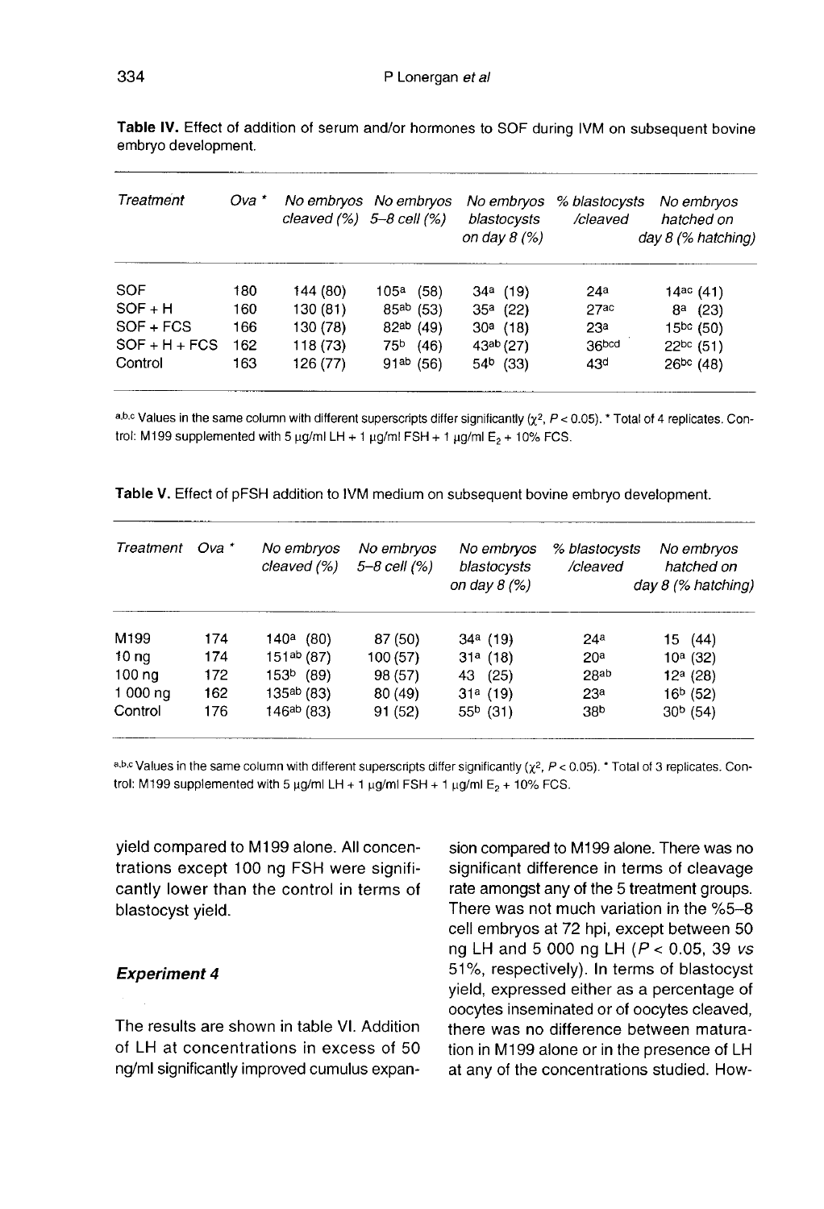**Table IV.** Effect of addition of serum and/or hormones to SOF during IVM on subsequent bovine embryo development.

| Treatment | Ova * | No embryos cleaved (%) | No embryos 5–8 cell (%) | No embryos blastocysts on day 8 (%) | % blastocysts /cleaved | No embryos hatched on day 8 (% hatching) |
|---|---|---|---|---|---|---|
| SOF | 180 | 144 (80) | 105[a] (58) | 34[a] (19) | 24[a] | 14[ac] (41) |
| SOF + H | 160 | 130 (81) | 85[ab] (53) | 35[a] (22) | 27[ac] | 8[a] (23) |
| SOF + FCS | 166 | 130 (78) | 82[ab] (49) | 30[a] (18) | 23[a] | 15[bc] (50) |
| SOF + H + FCS | 162 | 118 (73) | 75[b] (46) | 43[ab] (27) | 36[bcd] | 22[bc] (51) |
| Control | 163 | 126 (77) | 91[ab] (56) | 54[b] (33) | 43[d] | 26[bc] (48) |

[a,b,c] Values in the same column with different superscripts differ significantly ($\chi^2$, $P < 0.05$). * Total of 4 replicates. Control: M199 supplemented with 5 µg/ml LH + 1 µg/ml FSH + 1 µg/ml $E_2$ + 10% FCS.

**Table V.** Effect of pFSH addition to IVM medium on subsequent bovine embryo development.

| Treatment | Ova * | No embryos cleaved (%) | No embryos 5–8 cell (%) | No embryos blastocysts on day 8 (%) | % blastocysts /cleaved | No embryos hatched on day 8 (% hatching) |
|---|---|---|---|---|---|---|
| M199 | 174 | 140[a] (80) | 87 (50) | 34[a] (19) | 24[a] | 15 (44) |
| 10 ng | 174 | 151[ab] (87) | 100 (57) | 31[a] (18) | 20[a] | 10[a] (32) |
| 100 ng | 172 | 153[b] (89) | 98 (57) | 43 (25) | 28[ab] | 12[a] (28) |
| 1 000 ng | 162 | 135[ab] (83) | 80 (49) | 31[a] (19) | 23[a] | 16[b] (52) |
| Control | 176 | 146[ab] (83) | 91 (52) | 55[b] (31) | 38[b] | 30[b] (54) |

[a,b,c] Values in the same column with different superscripts differ significantly ($\chi^2$, $P < 0.05$). * Total of 3 replicates. Control: M199 supplemented with 5 µg/ml LH + 1 µg/ml FSH + 1 µg/ml $E_2$ + 10% FCS.

yield compared to M199 alone. All concentrations except 100 ng FSH were significantly lower than the control in terms of blastocyst yield.

### Experiment 4

The results are shown in table VI. Addition of LH at concentrations in excess of 50 ng/ml significantly improved cumulus expansion compared to M199 alone. There was no significant difference in terms of cleavage rate amongst any of the 5 treatment groups. There was not much variation in the %5–8 cell embryos at 72 hpi, except between 50 ng LH and 5 000 ng LH ($P < 0.05$, 39 *vs* 51%, respectively). In terms of blastocyst yield, expressed either as a percentage of oocytes inseminated or of oocytes cleaved, there was no difference between maturation in M199 alone or in the presence of LH at any of the concentrations studied. How-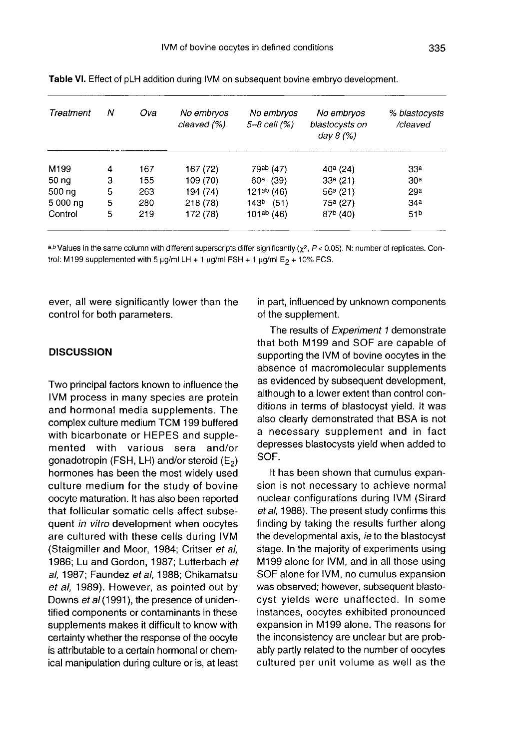**Table VI.** Effect of pLH addition during IVM on subsequent bovine embryo development.

| *Treatment* | *N* | *Ova* | *No embryos cleaved (%)* | *No embryos 5–8 cell (%)* | *No embryos blastocysts on day 8 (%)* | *% blastocysts /cleaved* |
|---|---|---|---|---|---|---|
| M199 | 4 | 167 | 167 (72) | 79[ab] (47) | 40[a] (24) | 33[a] |
| 50 ng | 3 | 155 | 109 (70) | 60[a] (39) | 33[a] (21) | 30[a] |
| 500 ng | 5 | 263 | 194 (74) | 121[ab] (46) | 56[a] (21) | 29[a] |
| 5 000 ng | 5 | 280 | 218 (78) | 143[b] (51) | 75[a] (27) | 34[a] |
| Control | 5 | 219 | 172 (78) | 101[ab] (46) | 87[b] (40) | 51[b] |

[a,b] Values in the same column with different superscripts differ significantly ($\chi^2$, $P < 0.05$). N: number of replicates. Control: M199 supplemented with 5 μg/ml LH + 1 μg/ml FSH + 1 μg/ml $E_2$ + 10% FCS.

ever, all were significantly lower than the control for both parameters.

## DISCUSSION

Two principal factors known to influence the IVM process in many species are protein and hormonal media supplements. The complex culture medium TCM 199 buffered with bicarbonate or HEPES and supplemented with various sera and/or gonadotropin (FSH, LH) and/or steroid ($E_2$) hormones has been the most widely used culture medium for the study of bovine oocyte maturation. It has also been reported that follicular somatic cells affect subsequent *in vitro* development when oocytes are cultured with these cells during IVM (Staigmiller and Moor, 1984; Critser *et al*, 1986; Lu and Gordon, 1987; Lutterbach *et al*, 1987; Faundez *et al*, 1988; Chikamatsu *et al*, 1989). However, as pointed out by Downs *et al* (1991), the presence of unidentified components or contaminants in these supplements makes it difficult to know with certainty whether the response of the oocyte is attributable to a certain hormonal or chemical manipulation during culture or is, at least in part, influenced by unknown components of the supplement.

The results of *Experiment 1* demonstrate that both M199 and SOF are capable of supporting the IVM of bovine oocytes in the absence of macromolecular supplements as evidenced by subsequent development, although to a lower extent than control conditions in terms of blastocyst yield. It was also clearly demonstrated that BSA is not a necessary supplement and in fact depresses blastocysts yield when added to SOF.

It has been shown that cumulus expansion is not necessary to achieve normal nuclear configurations during IVM (Sirard *et al*, 1988). The present study confirms this finding by taking the results further along the developmental axis, *ie* to the blastocyst stage. In the majority of experiments using M199 alone for IVM, and in all those using SOF alone for IVM, no cumulus expansion was observed; however, subsequent blastocyst yields were unaffected. In some instances, oocytes exhibited pronounced expansion in M199 alone. The reasons for the inconsistency are unclear but are probably partly related to the number of oocytes cultured per unit volume as well as the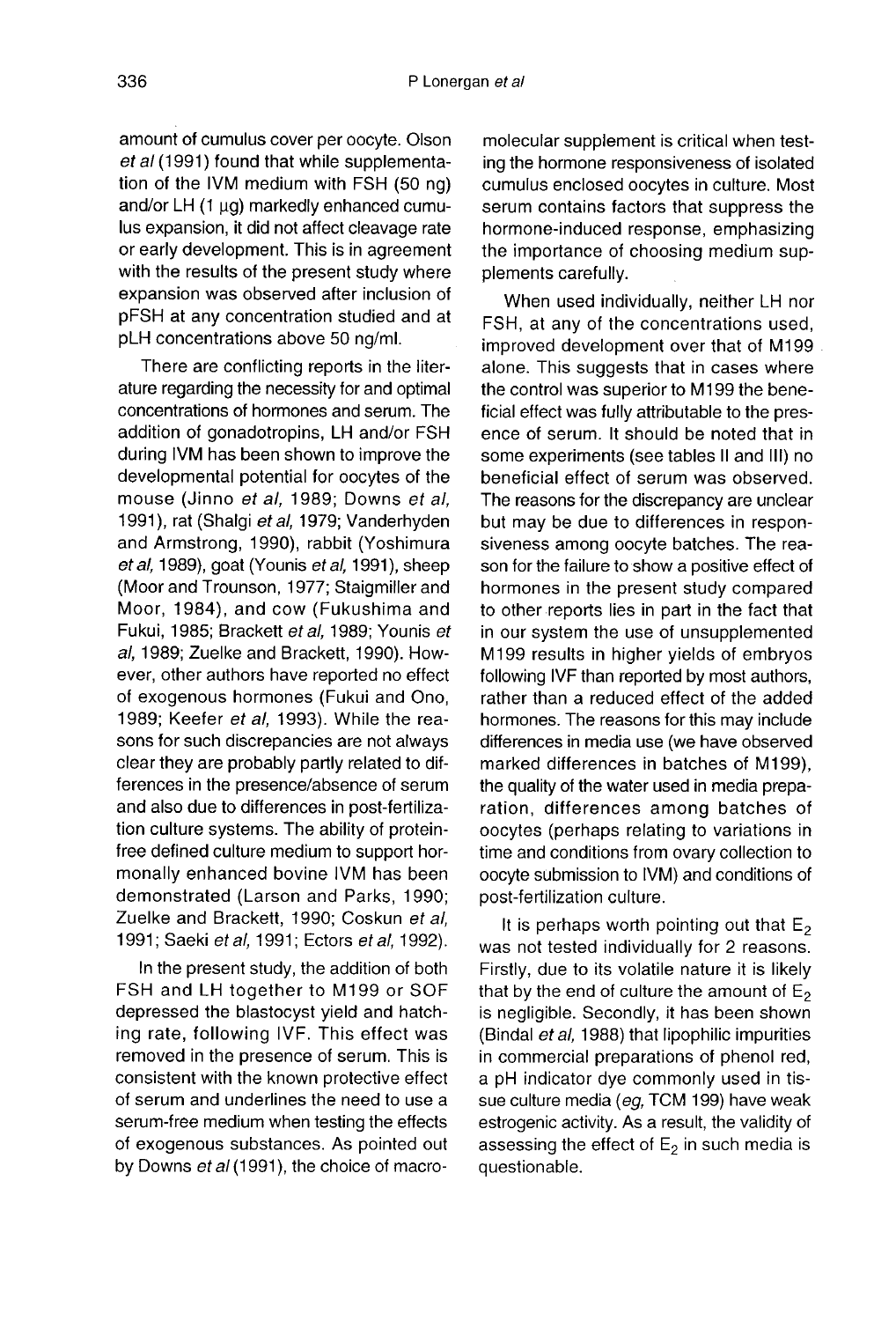amount of cumulus cover per oocyte. Olson *et al* (1991) found that while supplementation of the IVM medium with FSH (50 ng) and/or LH (1 μg) markedly enhanced cumulus expansion, it did not affect cleavage rate or early development. This is in agreement with the results of the present study where expansion was observed after inclusion of pFSH at any concentration studied and at pLH concentrations above 50 ng/ml.

There are conflicting reports in the literature regarding the necessity for and optimal concentrations of hormones and serum. The addition of gonadotropins, LH and/or FSH during IVM has been shown to improve the developmental potential for oocytes of the mouse (Jinno *et al*, 1989; Downs *et al*, 1991), rat (Shalgi *et al*, 1979; Vanderhyden and Armstrong, 1990), rabbit (Yoshimura *et al*, 1989), goat (Younis *et al*, 1991), sheep (Moor and Trounson, 1977; Staigmiller and Moor, 1984), and cow (Fukushima and Fukui, 1985; Brackett *et al*, 1989; Younis *et al*, 1989; Zuelke and Brackett, 1990). However, other authors have reported no effect of exogenous hormones (Fukui and Ono, 1989; Keefer *et al*, 1993). While the reasons for such discrepancies are not always clear they are probably partly related to differences in the presence/absence of serum and also due to differences in post-fertilization culture systems. The ability of protein-free defined culture medium to support hormonally enhanced bovine IVM has been demonstrated (Larson and Parks, 1990; Zuelke and Brackett, 1990; Coskun *et al*, 1991; Saeki *et al*, 1991; Ectors *et al*, 1992).

In the present study, the addition of both FSH and LH together to M199 or SOF depressed the blastocyst yield and hatching rate, following IVF. This effect was removed in the presence of serum. This is consistent with the known protective effect of serum and underlines the need to use a serum-free medium when testing the effects of exogenous substances. As pointed out by Downs *et al* (1991), the choice of macromolecular supplement is critical when testing the hormone responsiveness of isolated cumulus enclosed oocytes in culture. Most serum contains factors that suppress the hormone-induced response, emphasizing the importance of choosing medium supplements carefully.

When used individually, neither LH nor FSH, at any of the concentrations used, improved development over that of M199 alone. This suggests that in cases where the control was superior to M199 the beneficial effect was fully attributable to the presence of serum. It should be noted that in some experiments (see tables II and III) no beneficial effect of serum was observed. The reasons for the discrepancy are unclear but may be due to differences in responsiveness among oocyte batches. The reason for the failure to show a positive effect of hormones in the present study compared to other reports lies in part in the fact that in our system the use of unsupplemented M199 results in higher yields of embryos following IVF than reported by most authors, rather than a reduced effect of the added hormones. The reasons for this may include differences in media use (we have observed marked differences in batches of M199), the quality of the water used in media preparation, differences among batches of oocytes (perhaps relating to variations in time and conditions from ovary collection to oocyte submission to IVM) and conditions of post-fertilization culture.

It is perhaps worth pointing out that $E_2$ was not tested individually for 2 reasons. Firstly, due to its volatile nature it is likely that by the end of culture the amount of $E_2$ is negligible. Secondly, it has been shown (Bindal *et al*, 1988) that lipophilic impurities in commercial preparations of phenol red, a pH indicator dye commonly used in tissue culture media (*eg*, TCM 199) have weak estrogenic activity. As a result, the validity of assessing the effect of $E_2$ in such media is questionable.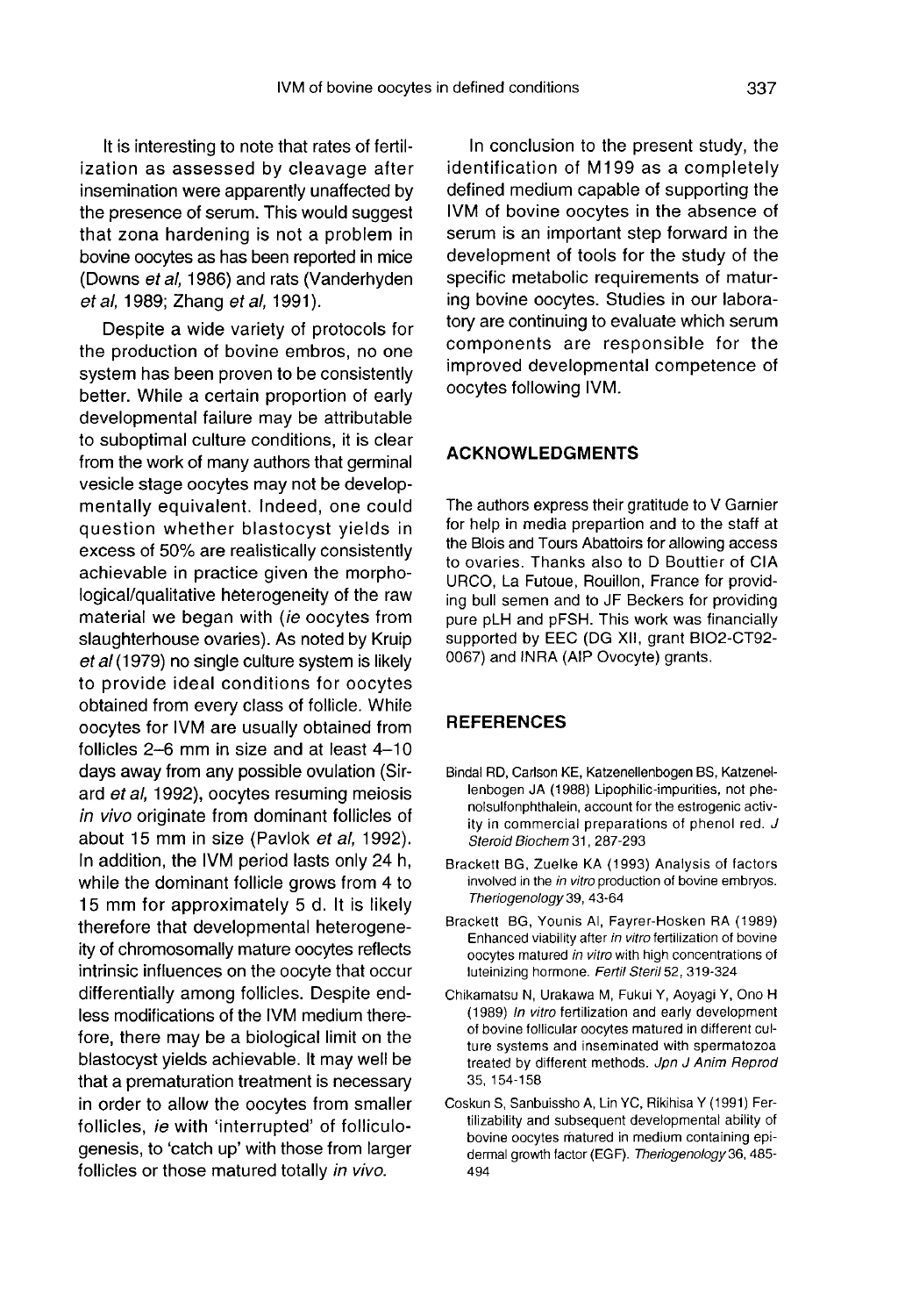It is interesting to note that rates of fertilization as assessed by cleavage after insemination were apparently unaffected by the presence of serum. This would suggest that zona hardening is not a problem in bovine oocytes as has been reported in mice (Downs *et al*, 1986) and rats (Vanderhyden *et al*, 1989; Zhang *et al*, 1991).

Despite a wide variety of protocols for the production of bovine embros, no one system has been proven to be consistently better. While a certain proportion of early developmental failure may be attributable to suboptimal culture conditions, it is clear from the work of many authors that germinal vesicle stage oocytes may not be developmentally equivalent. Indeed, one could question whether blastocyst yields in excess of 50% are realistically consistently achievable in practice given the morphological/qualitative heterogeneity of the raw material we began with (*ie* oocytes from slaughterhouse ovaries). As noted by Kruip *et al* (1979) no single culture system is likely to provide ideal conditions for oocytes obtained from every class of follicle. While oocytes for IVM are usually obtained from follicles 2–6 mm in size and at least 4–10 days away from any possible ovulation (Sirard *et al*, 1992), oocytes resuming meiosis *in vivo* originate from dominant follicles of about 15 mm in size (Pavlok *et al*, 1992). In addition, the IVM period lasts only 24 h, while the dominant follicle grows from 4 to 15 mm for approximately 5 d. It is likely therefore that developmental heterogeneity of chromosomally mature oocytes reflects intrinsic influences on the oocyte that occur differentially among follicles. Despite endless modifications of the IVM medium therefore, there may be a biological limit on the blastocyst yields achievable. It may well be that a prematuration treatment is necessary in order to allow the oocytes from smaller follicles, *ie* with 'interrupted' of folliculogenesis, to 'catch up' with those from larger follicles or those matured totally *in vivo*.

In conclusion to the present study, the identification of M199 as a completely defined medium capable of supporting the IVM of bovine oocytes in the absence of serum is an important step forward in the development of tools for the study of the specific metabolic requirements of maturing bovine oocytes. Studies in our laboratory are continuing to evaluate which serum components are responsible for the improved developmental competence of oocytes following IVM.

## ACKNOWLEDGMENTS

The authors express their gratitude to V Garnier for help in media prepartion and to the staff at the Blois and Tours Abattoirs for allowing access to ovaries. Thanks also to D Bouttier of CIA URCO, La Futoue, Rouillon, France for providing bull semen and to JF Beckers for providing pure pLH and pFSH. This work was financially supported by EEC (DG XII, grant BIO2-CT92-0067) and INRA (AIP Ovocyte) grants.

## REFERENCES

Bindal RD, Carlson KE, Katzenellenbogen BS, Katzenellenbogen JA (1988) Lipophilic-impurities, not phenolsulfonphthalein, account for the estrogenic activity in commercial preparations of phenol red. *J Steroid Biochem* 31, 287-293

Brackett BG, Zuelke KA (1993) Analysis of factors involved in the *in vitro* production of bovine embryos. *Theriogenology* 39, 43-64

Brackett BG, Younis AI, Fayrer-Hosken RA (1989) Enhanced viability after *in vitro* fertilization of bovine oocytes matured *in vitro* with high concentrations of luteinizing hormone. *Fertil Steril* 52, 319-324

Chikamatsu N, Urakawa M, Fukui Y, Aoyagi Y, Ono H (1989) *In vitro* fertilization and early development of bovine follicular oocytes matured in different culture systems and inseminated with spermatozoa treated by different methods. *Jpn J Anim Reprod* 35, 154-158

Coskun S, Sanbuissho A, Lin YC, Rikihisa Y (1991) Fertilizability and subsequent developmental ability of bovine oocytes matured in medium containing epidermal growth factor (EGF). *Theriogenology* 36, 485-494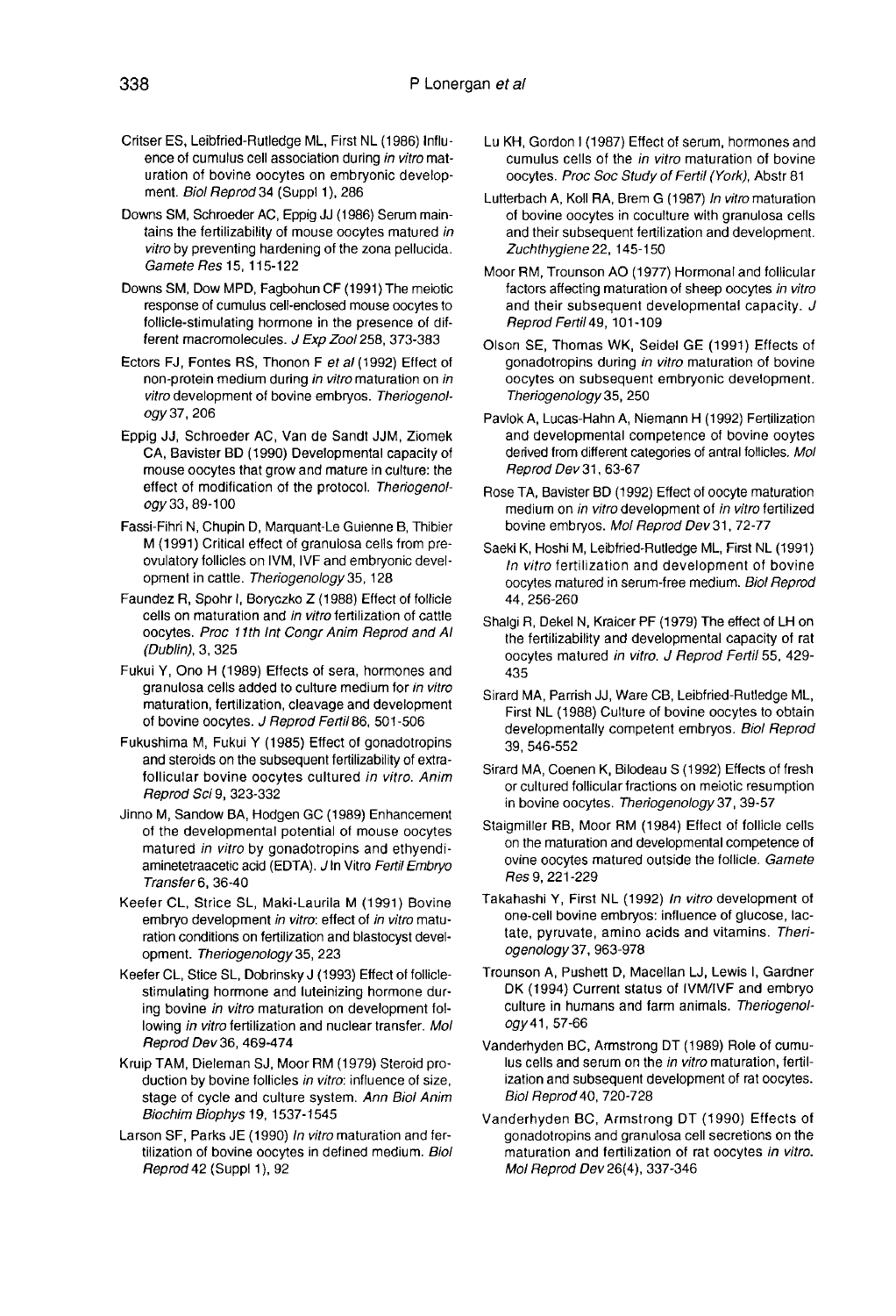Critser ES, Leibfried-Rutledge ML, First NL (1986) Influence of cumulus cell association during *in vitro* maturation of bovine oocytes on embryonic development. *Biol Reprod* 34 (Suppl 1), 286

Downs SM, Schroeder AC, Eppig JJ (1986) Serum maintains the fertilizability of mouse oocytes matured *in vitro* by preventing hardening of the zona pellucida. *Gamete Res* 15, 115-122

Downs SM, Dow MPD, Fagbohun CF (1991) The meiotic response of cumulus cell-enclosed mouse oocytes to follicle-stimulating hormone in the presence of different macromolecules. *J Exp Zool* 258, 373-383

Ectors FJ, Fontes RS, Thonon F *et al* (1992) Effect of non-protein medium during *in vitro* maturation on *in vitro* development of bovine embryos. *Theriogenology* 37, 206

Eppig JJ, Schroeder AC, Van de Sandt JJM, Ziomek CA, Bavister BD (1990) Developmental capacity of mouse oocytes that grow and mature in culture: the effect of modification of the protocol. *Theriogenology* 33, 89-100

Fassi-Fihri N, Chupin D, Marquant-Le Guienne B, Thibier M (1991) Critical effect of granulosa cells from preovulatory follicles on IVM, IVF and embryonic development in cattle. *Theriogenology* 35, 128

Faundez R, Spohr I, Boryczko Z (1988) Effect of follicle cells on maturation and *in vitro* fertilization of cattle oocytes. *Proc 11th Int Congr Anim Reprod and AI (Dublin)*, 3, 325

Fukui Y, Ono H (1989) Effects of sera, hormones and granulosa cells added to culture medium for *in vitro* maturation, fertilization, cleavage and development of bovine oocytes. *J Reprod Fertil* 86, 501-506

Fukushima M, Fukui Y (1985) Effect of gonadotropins and steroids on the subsequent fertilizability of extrafollicular bovine oocytes cultured *in vitro*. *Anim Reprod Sci* 9, 323-332

Jinno M, Sandow BA, Hodgen GC (1989) Enhancement of the developmental potential of mouse oocytes matured *in vitro* by gonadotropins and ethyendiaminetetraacetic acid (EDTA). *J In Vitro Fertil Embryo Transfer* 6, 36-40

Keefer CL, Strice SL, Maki-Laurila M (1991) Bovine embryo development *in vitro*: effect of *in vitro* maturation conditions on fertilization and blastocyst development. *Theriogenology* 35, 223

Keefer CL, Stice SL, Dobrinsky J (1993) Effect of follicle-stimulating hormone and luteinizing hormone during bovine *in vitro* maturation on development following *in vitro* fertilization and nuclear transfer. *Mol Reprod Dev* 36, 469-474

Kruip TAM, Dieleman SJ, Moor RM (1979) Steroid production by bovine follicles *in vitro*: influence of size, stage of cycle and culture system. *Ann Biol Anim Biochim Biophys* 19, 1537-1545

Larson SF, Parks JE (1990) *In vitro* maturation and fertilization of bovine oocytes in defined medium. *Biol Reprod* 42 (Suppl 1), 92

Lu KH, Gordon I (1987) Effect of serum, hormones and cumulus cells of the *in vitro* maturation of bovine oocytes. *Proc Soc Study of Fertil (York)*, Abstr 81

Lutterbach A, Koll RA, Brem G (1987) *In vitro* maturation of bovine oocytes in coculture with granulosa cells and their subsequent fertilization and development. *Zuchthygiene* 22, 145-150

Moor RM, Trounson AO (1977) Hormonal and follicular factors affecting maturation of sheep oocytes *in vitro* and their subsequent developmental capacity. *J Reprod Fertil* 49, 101-109

Olson SE, Thomas WK, Seidel GE (1991) Effects of gonadotropins during *in vitro* maturation of bovine oocytes on subsequent embryonic development. *Theriogenology* 35, 250

Pavlok A, Lucas-Hahn A, Niemann H (1992) Fertilization and developmental competence of bovine ooytes derived from different categories of antral follicles. *Mol Reprod Dev* 31, 63-67

Rose TA, Bavister BD (1992) Effect of oocyte maturation medium on *in vitro* development of *in vitro* fertilized bovine embryos. *Mol Reprod Dev* 31, 72-77

Saeki K, Hoshi M, Leibfried-Rutledge ML, First NL (1991) *In vitro* fertilization and development of bovine oocytes matured in serum-free medium. *Biol Reprod* 44, 256-260

Shalgi R, Dekel N, Kraicer PF (1979) The effect of LH on the fertilizability and developmental capacity of rat oocytes matured *in vitro*. *J Reprod Fertil* 55, 429-435

Sirard MA, Parrish JJ, Ware CB, Leibfried-Rutledge ML, First NL (1988) Culture of bovine oocytes to obtain developmentally competent embryos. *Biol Reprod* 39, 546-552

Sirard MA, Coenen K, Bilodeau S (1992) Effects of fresh or cultured follicular fractions on meiotic resumption in bovine oocytes. *Theriogenology* 37, 39-57

Staigmiller RB, Moor RM (1984) Effect of follicle cells on the maturation and developmental competence of ovine oocytes matured outside the follicle. *Gamete Res* 9, 221-229

Takahashi Y, First NL (1992) *In vitro* development of one-cell bovine embryos: influence of glucose, lactate, pyruvate, amino acids and vitamins. *Theriogenology* 37, 963-978

Trounson A, Pushett D, Macellan LJ, Lewis I, Gardner DK (1994) Current status of IVM/IVF and embryo culture in humans and farm animals. *Theriogenology* 41, 57-66

Vanderhyden BC, Armstrong DT (1989) Role of cumulus cells and serum on the *in vitro* maturation, fertilization and subsequent development of rat oocytes. *Biol Reprod* 40, 720-728

Vanderhyden BC, Armstrong DT (1990) Effects of gonadotropins and granulosa cell secretions on the maturation and fertilization of rat oocytes *in vitro*. *Mol Reprod Dev* 26(4), 337-346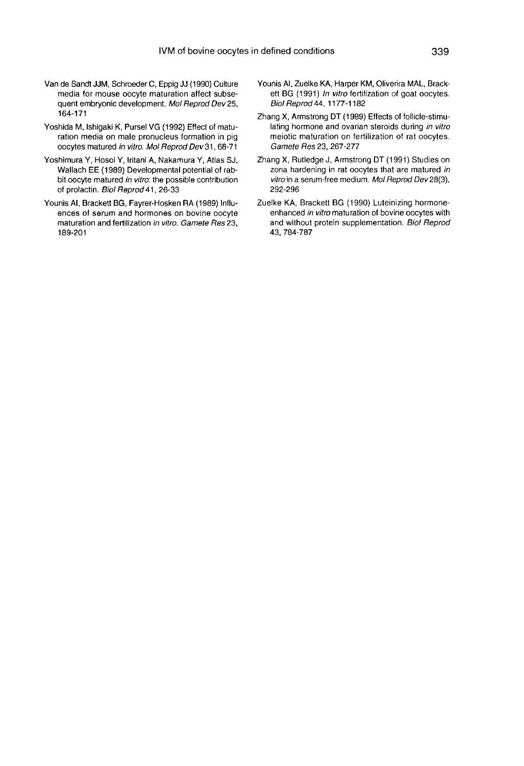Van de Sandt JJM, Schroeder C, Eppig JJ (1990) Culture media for mouse oocyte maturation affect subsequent embryonic development. *Mol Reprod Dev* 25, 164-171

Yoshida M, Ishigaki K, Pursel VG (1992) Effect of maturation media on male pronucleus formation in pig oocytes matured *in vitro*. *Mol Reprod Dev* 31, 68-71

Yoshimura Y, Hosoi Y, Iritani A, Nakamura Y, Atlas SJ, Wallach EE (1989) Developmental potential of rabbit oocyte matured *in vitro*: the possible contribution of prolactin. *Biol Reprod* 41, 26-33

Younis AI, Brackett BG, Fayrer-Hosken RA (1989) Influences of serum and hormones on bovine oocyte maturation and fertilization *in vitro*. *Gamete Res* 23, 189-201

Younis AI, Zuelke KA, Harper KM, Oliverira MAL, Brackett BG (1991) *In vitro* fertilization of goat oocytes. *Biol Reprod* 44, 1177-1182

Zhang X, Armstrong DT (1989) Effects of follicle-stimulating hormone and ovarian steroids during *in vitro* meiotic maturation on fertilization of rat oocytes. *Gamete Res* 23, 267-277

Zhang X, Rutledge J, Armstrong DT (1991) Studies on zona hardening in rat oocytes that are matured *in vitro* in a serum-free medium. *Mol Reprod Dev* 28(3), 292-296

Zuelke KA, Brackett BG (1990) Luteinizing hormone-enhanced *in vitro* maturation of bovine oocytes with and without protein supplementation. *Biol Reprod* 43, 784-787